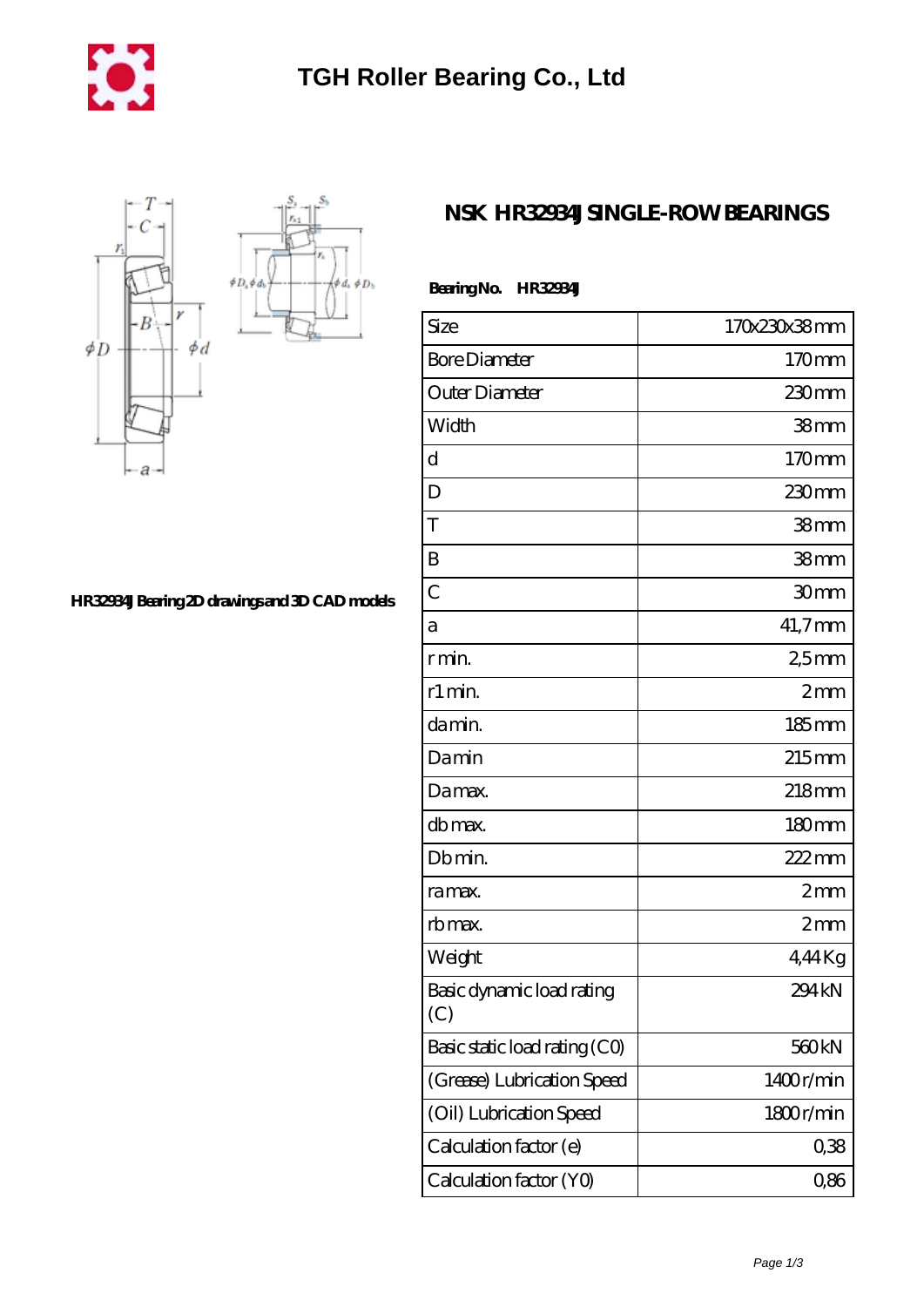# TGH Roller Bearing Co., Ltd

## NSK HR32934J SINGLE-ROW BEARINGS

HR32934J Bearing 2D drawings and 3D CAD models

**Bearing No. HR32934J**

| Size | 170x230x38 mm |
|---|---|
| Bore Diameter | 170 mm |
| Outer Diameter | 230 mm |
| Width | 38 mm |
| d | 170 mm |
| D | 230 mm |
| T | 38 mm |
| B | 38 mm |
| C | 30 mm |
| a | 41,7 mm |
| r min. | 2,5 mm |
| r1 min. | 2 mm |
| da min. | 185 mm |
| Da min | 215 mm |
| Da max. | 218 mm |
| db max. | 180 mm |
| Db min. | 222 mm |
| ra max. | 2 mm |
| rb max. | 2 mm |
| Weight | 4,44 Kg |
| Basic dynamic load rating (C) | 294 kN |
| Basic static load rating (C0) | 560 kN |
| (Grease) Lubrication Speed | 1400 r/min |
| (Oil) Lubrication Speed | 1800 r/min |
| Calculation factor (e) | 0,38 |
| Calculation factor (Y0) | 0,86 |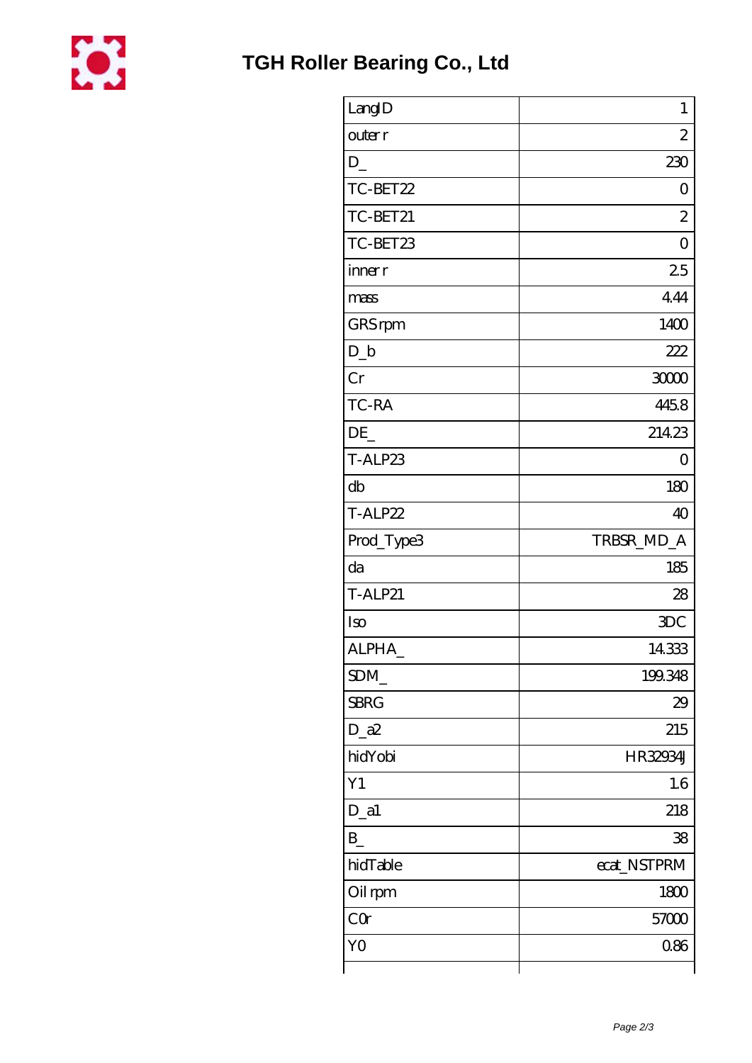# TGH Roller Bearing Co., Ltd

| | |
|---|---|
| LangID | 1 |
| outer r | 2 |
| D_ | 230 |
| TC-BET22 | 0 |
| TC-BET21 | 2 |
| TC-BET23 | 0 |
| inner r | 2.5 |
| mass | 4.44 |
| GRS rpm | 1400 |
| D_b | 222 |
| Cr | 30000 |
| TC-RA | 445.8 |
| DE_ | 214.23 |
| T-ALP23 | 0 |
| db | 180 |
| T-ALP22 | 40 |
| Prod_Type3 | TRBSR_MD_A |
| da | 185 |
| T-ALP21 | 28 |
| Iso | 3DC |
| ALPHA_ | 14.333 |
| SDM_ | 199.348 |
| SBRG | 29 |
| D_a2 | 215 |
| hidYobi | HR32934J |
| Y1 | 1.6 |
| D_a1 | 218 |
| B_ | 38 |
| hidTable | ecat_NSTPRM |
| Oil rpm | 1800 |
| C0r | 57000 |
| Y0 | 0.86 |
| | |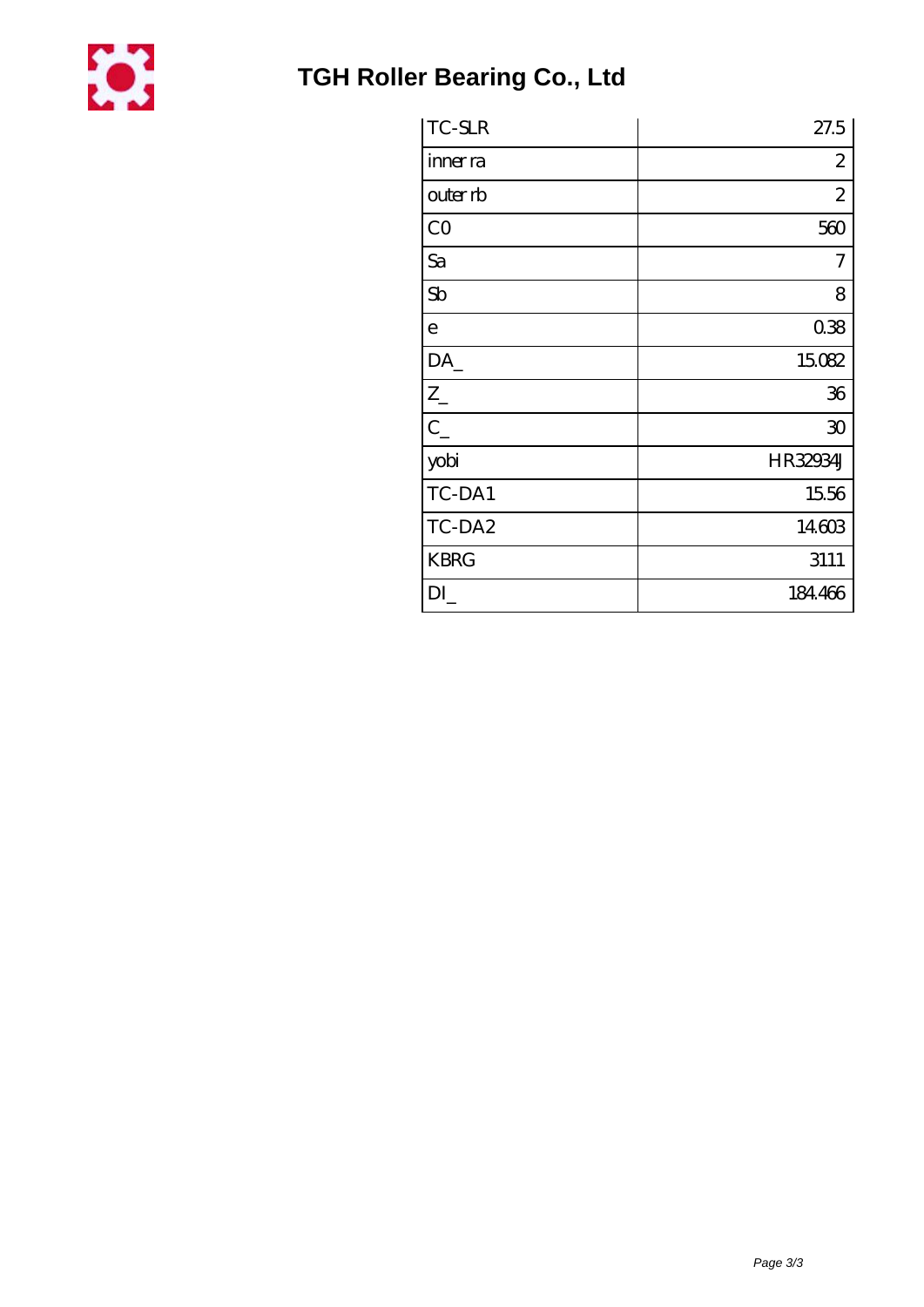| | |
|---|---|
| TC-SLR | 27.5 |
| inner ra | 2 |
| outer rb | 2 |
| C0 | 560 |
| Sa | 7 |
| Sb | 8 |
| e | 0.38 |
| DA_ | 15.082 |
| Z_ | 36 |
| C_ | 30 |
| yobi | HR32934J |
| TC-DA1 | 15.56 |
| TC-DA2 | 14.603 |
| KBRG | 3111 |
| DI_ | 184.466 |